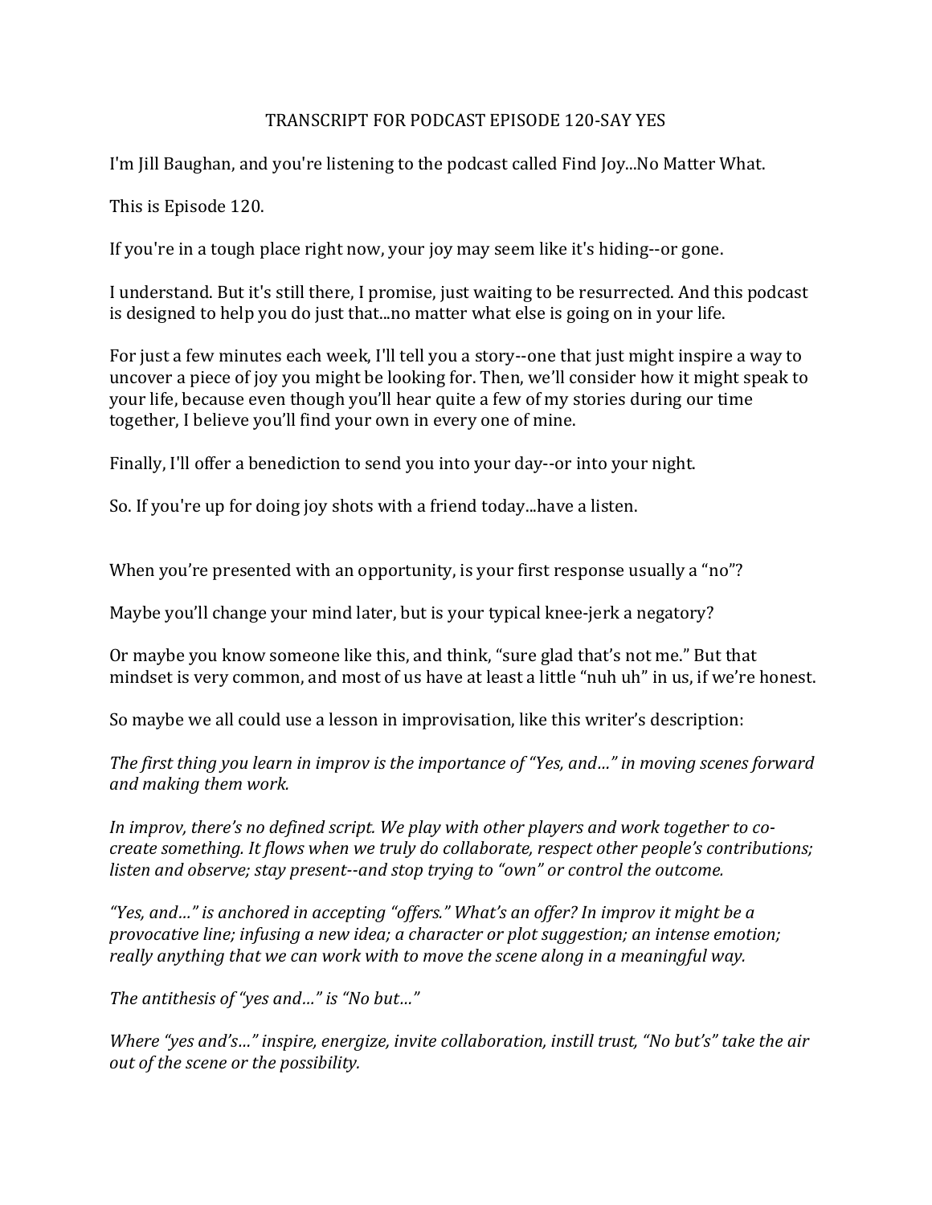# TRANSCRIPT FOR PODCAST EPISODE 120-SAY YES

I'm Jill Baughan, and you're listening to the podcast called Find Joy...No Matter What.

This is Episode 120.

If you're in a tough place right now, your joy may seem like it's hiding--or gone.

I understand. But it's still there, I promise, just waiting to be resurrected. And this podcast is designed to help you do just that...no matter what else is going on in your life.

For just a few minutes each week, I'll tell you a story--one that just might inspire a way to uncover a piece of joy you might be looking for. Then, we'll consider how it might speak to your life, because even though you'll hear quite a few of my stories during our time together, I believe you'll find your own in every one of mine.

Finally, I'll offer a benediction to send you into your day--or into your night.

So. If you're up for doing joy shots with a friend today...have a listen.

When you're presented with an opportunity, is your first response usually a "no"?

Maybe you'll change your mind later, but is your typical knee-jerk a negatory?

Or maybe you know someone like this, and think, "sure glad that's not me." But that mindset is very common, and most of us have at least a little "nuh uh" in us, if we're honest.

So maybe we all could use a lesson in improvisation, like this writer's description:

*The first thing you learn in improv is the importance of "Yes, and…" in moving scenes forward and making them work.*

*In improv, there's no defined script. We play with other players and work together to co-create something. It flows when we truly do collaborate, respect other people's contributions; listen and observe; stay present--and stop trying to "own" or control the outcome.*

*"Yes, and…" is anchored in accepting "offers." What's an offer? In improv it might be a provocative line; infusing a new idea; a character or plot suggestion; an intense emotion; really anything that we can work with to move the scene along in a meaningful way.*

*The antithesis of "yes and…" is "No but…"*

*Where "yes and's…" inspire, energize, invite collaboration, instill trust, "No but's" take the air out of the scene or the possibility.*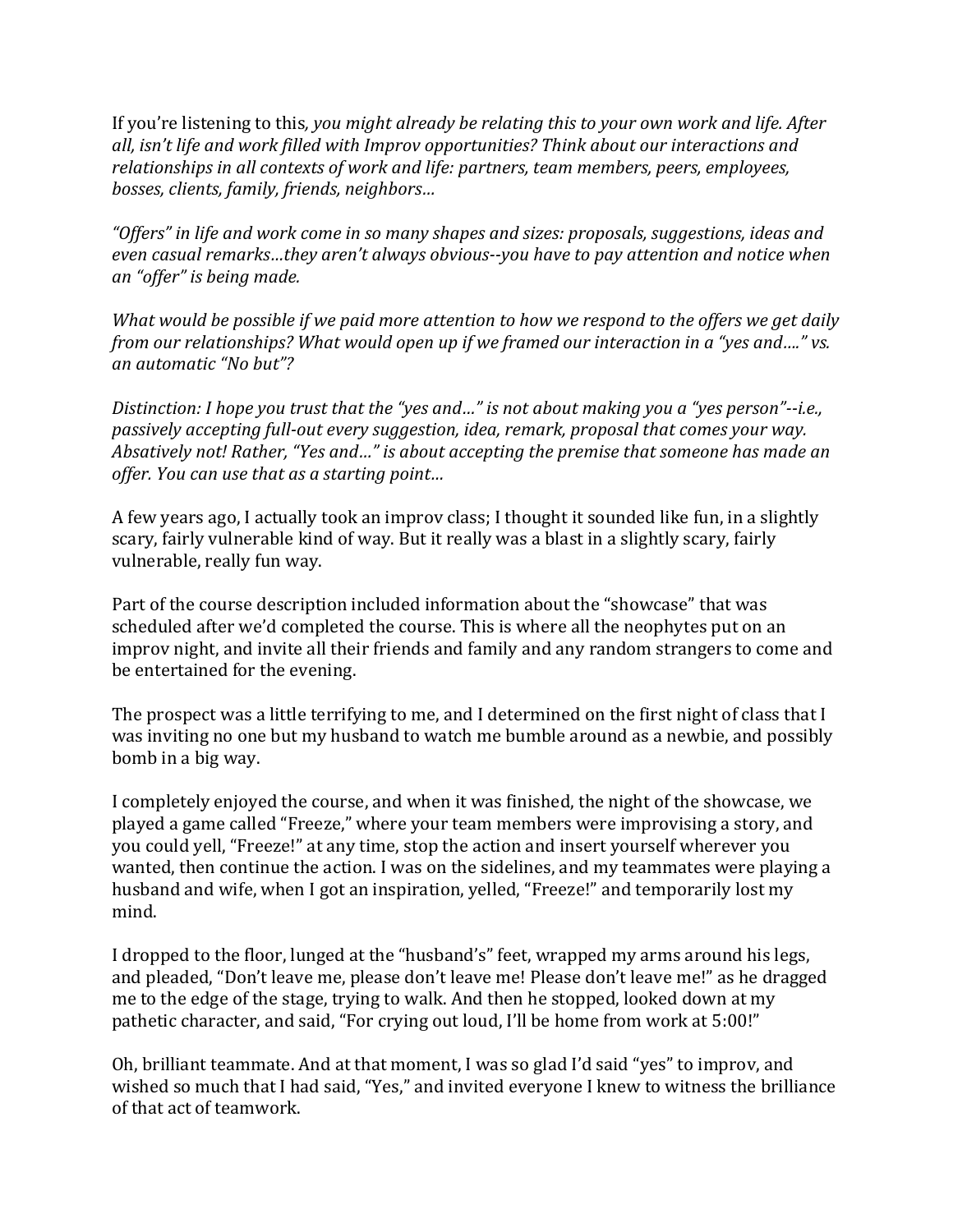If you're listening to this*, you might already be relating this to your own work and life. After all, isn't life and work filled with Improv opportunities? Think about our interactions and relationships in all contexts of work and life: partners, team members, peers, employees, bosses, clients, family, friends, neighbors…*

*"Offers" in life and work come in so many shapes and sizes: proposals, suggestions, ideas and even casual remarks…they aren't always obvious--you have to pay attention and notice when an "offer" is being made.*

*What would be possible if we paid more attention to how we respond to the offers we get daily from our relationships? What would open up if we framed our interaction in a "yes and…." vs. an automatic "No but"?*

*Distinction: I hope you trust that the "yes and…" is not about making you a "yes person"--i.e., passively accepting full-out every suggestion, idea, remark, proposal that comes your way. Absatively not! Rather, "Yes and…" is about accepting the premise that someone has made an offer. You can use that as a starting point…*

A few years ago, I actually took an improv class; I thought it sounded like fun, in a slightly scary, fairly vulnerable kind of way. But it really was a blast in a slightly scary, fairly vulnerable, really fun way.

Part of the course description included information about the "showcase" that was scheduled after we'd completed the course. This is where all the neophytes put on an improv night, and invite all their friends and family and any random strangers to come and be entertained for the evening.

The prospect was a little terrifying to me, and I determined on the first night of class that I was inviting no one but my husband to watch me bumble around as a newbie, and possibly bomb in a big way.

I completely enjoyed the course, and when it was finished, the night of the showcase, we played a game called "Freeze," where your team members were improvising a story, and you could yell, "Freeze!" at any time, stop the action and insert yourself wherever you wanted, then continue the action. I was on the sidelines, and my teammates were playing a husband and wife, when I got an inspiration, yelled, "Freeze!" and temporarily lost my mind.

I dropped to the floor, lunged at the "husband's" feet, wrapped my arms around his legs, and pleaded, "Don't leave me, please don't leave me! Please don't leave me!" as he dragged me to the edge of the stage, trying to walk. And then he stopped, looked down at my pathetic character, and said, "For crying out loud, I'll be home from work at 5:00!"

Oh, brilliant teammate. And at that moment, I was so glad I'd said "yes" to improv, and wished so much that I had said, "Yes," and invited everyone I knew to witness the brilliance of that act of teamwork.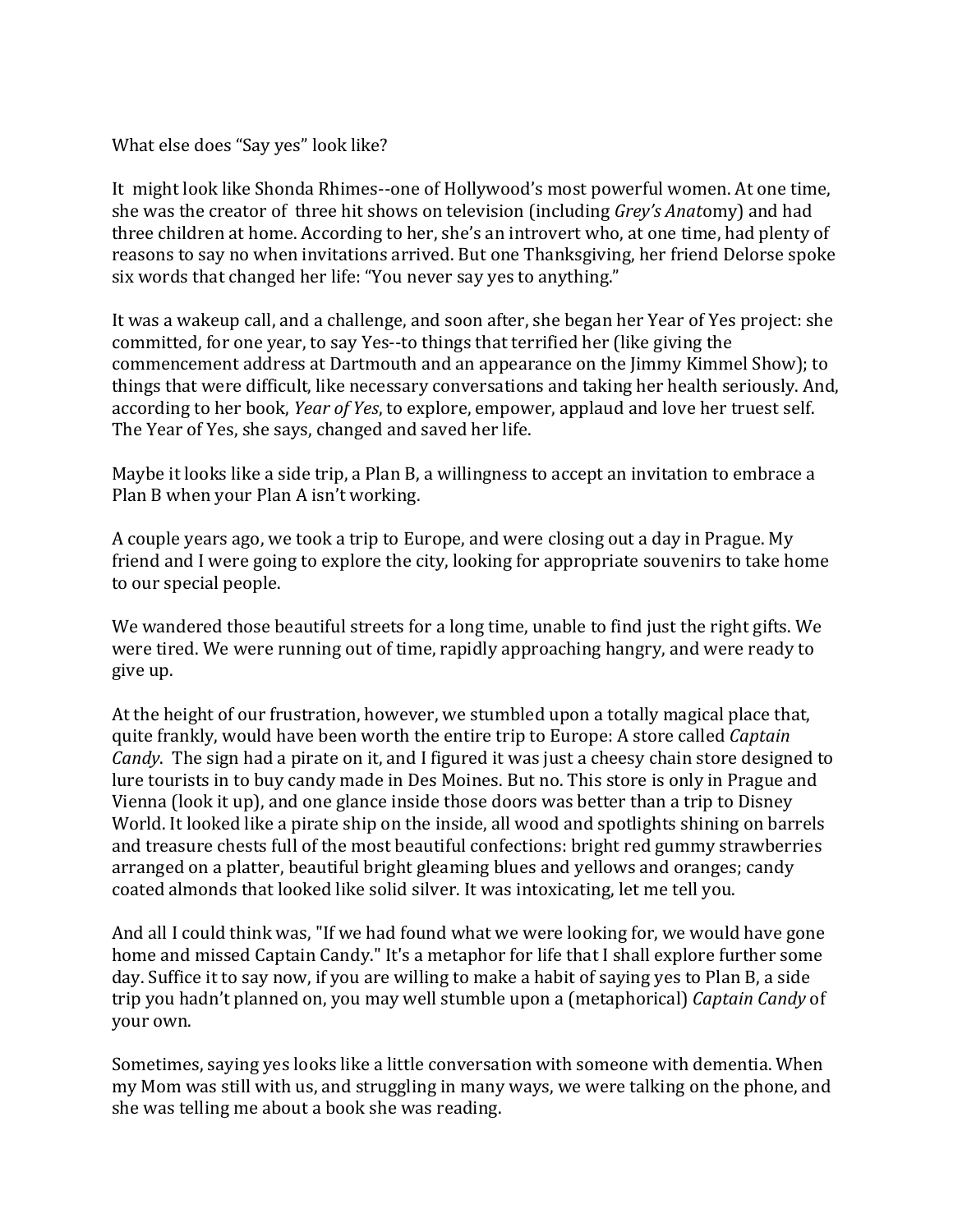What else does "Say yes" look like?

It might look like Shonda Rhimes--one of Hollywood's most powerful women. At one time, she was the creator of three hit shows on television (including *Grey's Anat*omy) and had three children at home. According to her, she's an introvert who, at one time, had plenty of reasons to say no when invitations arrived. But one Thanksgiving, her friend Delorse spoke six words that changed her life: "You never say yes to anything."

It was a wakeup call, and a challenge, and soon after, she began her Year of Yes project: she committed, for one year, to say Yes--to things that terrified her (like giving the commencement address at Dartmouth and an appearance on the Jimmy Kimmel Show); to things that were difficult, like necessary conversations and taking her health seriously. And, according to her book, *Year of Yes*, to explore, empower, applaud and love her truest self. The Year of Yes, she says, changed and saved her life.

Maybe it looks like a side trip, a Plan B, a willingness to accept an invitation to embrace a Plan B when your Plan A isn't working.

A couple years ago, we took a trip to Europe, and were closing out a day in Prague. My friend and I were going to explore the city, looking for appropriate souvenirs to take home to our special people.

We wandered those beautiful streets for a long time, unable to find just the right gifts. We were tired. We were running out of time, rapidly approaching hangry, and were ready to give up.

At the height of our frustration, however, we stumbled upon a totally magical place that, quite frankly, would have been worth the entire trip to Europe: A store called *Captain Candy*. The sign had a pirate on it, and I figured it was just a cheesy chain store designed to lure tourists in to buy candy made in Des Moines. But no. This store is only in Prague and Vienna (look it up), and one glance inside those doors was better than a trip to Disney World. It looked like a pirate ship on the inside, all wood and spotlights shining on barrels and treasure chests full of the most beautiful confections: bright red gummy strawberries arranged on a platter, beautiful bright gleaming blues and yellows and oranges; candy coated almonds that looked like solid silver. It was intoxicating, let me tell you.

And all I could think was, "If we had found what we were looking for, we would have gone home and missed Captain Candy." It's a metaphor for life that I shall explore further some day. Suffice it to say now, if you are willing to make a habit of saying yes to Plan B, a side trip you hadn't planned on, you may well stumble upon a (metaphorical) *Captain Candy* of your own.

Sometimes, saying yes looks like a little conversation with someone with dementia. When my Mom was still with us, and struggling in many ways, we were talking on the phone, and she was telling me about a book she was reading.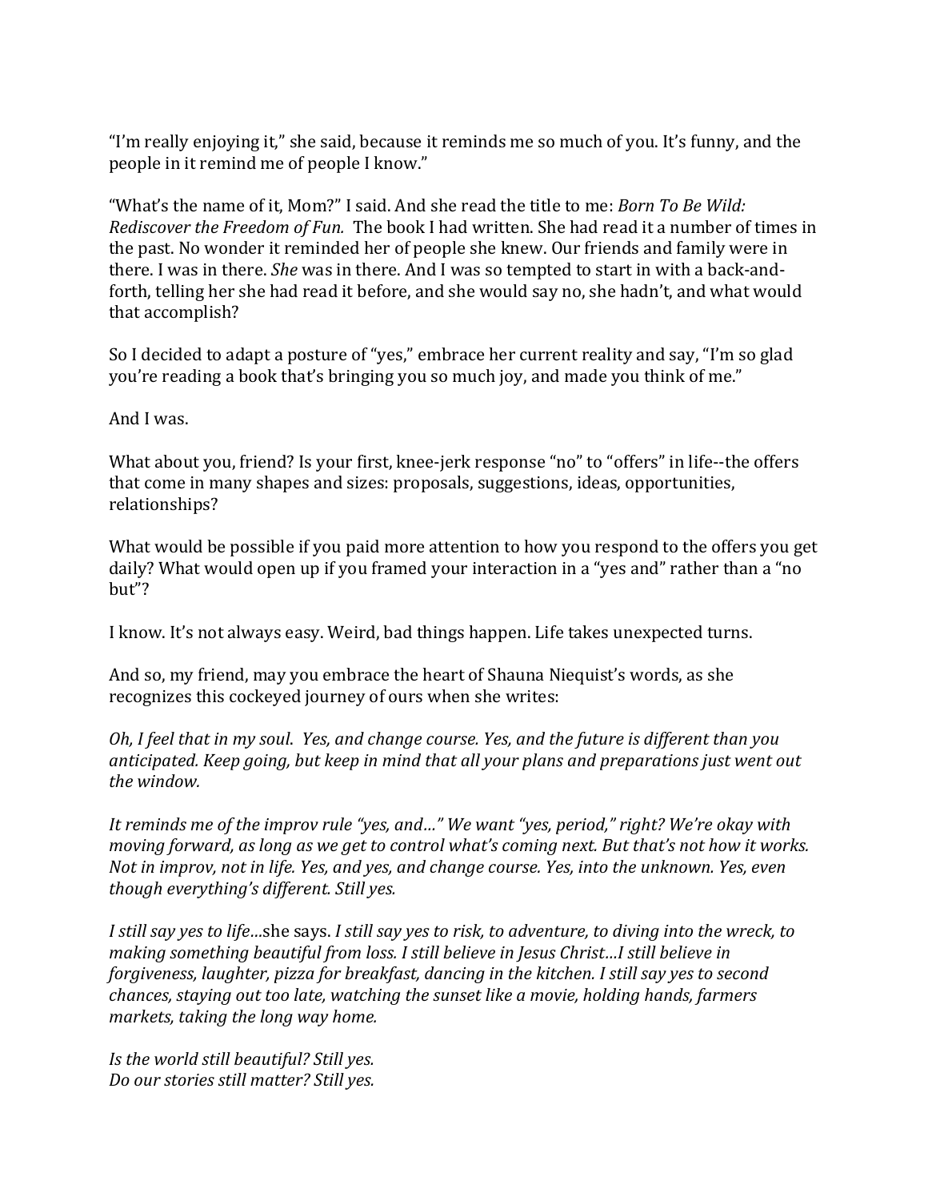"I'm really enjoying it," she said, because it reminds me so much of you. It's funny, and the people in it remind me of people I know."

"What's the name of it, Mom?" I said. And she read the title to me: *Born To Be Wild: Rediscover the Freedom of Fun.* The book I had written. She had read it a number of times in the past. No wonder it reminded her of people she knew. Our friends and family were in there. I was in there. *She* was in there. And I was so tempted to start in with a back-and-forth, telling her she had read it before, and she would say no, she hadn't, and what would that accomplish?

So I decided to adapt a posture of "yes," embrace her current reality and say, "I'm so glad you're reading a book that's bringing you so much joy, and made you think of me."

And I was.

What about you, friend? Is your first, knee-jerk response "no" to "offers" in life--the offers that come in many shapes and sizes: proposals, suggestions, ideas, opportunities, relationships?

What would be possible if you paid more attention to how you respond to the offers you get daily? What would open up if you framed your interaction in a "yes and" rather than a "no but"?

I know. It's not always easy. Weird, bad things happen. Life takes unexpected turns.

And so, my friend, may you embrace the heart of Shauna Niequist's words, as she recognizes this cockeyed journey of ours when she writes:

*Oh, I feel that in my soul. Yes, and change course. Yes, and the future is different than you anticipated. Keep going, but keep in mind that all your plans and preparations just went out the window.*

*It reminds me of the improv rule "yes, and…" We want "yes, period," right? We're okay with moving forward, as long as we get to control what's coming next. But that's not how it works. Not in improv, not in life. Yes, and yes, and change course. Yes, into the unknown. Yes, even though everything's different. Still yes.*

*I still say yes to life…*she says. *I still say yes to risk, to adventure, to diving into the wreck, to making something beautiful from loss. I still believe in Jesus Christ…I still believe in forgiveness, laughter, pizza for breakfast, dancing in the kitchen. I still say yes to second chances, staying out too late, watching the sunset like a movie, holding hands, farmers markets, taking the long way home.*

*Is the world still beautiful? Still yes.*
*Do our stories still matter? Still yes.*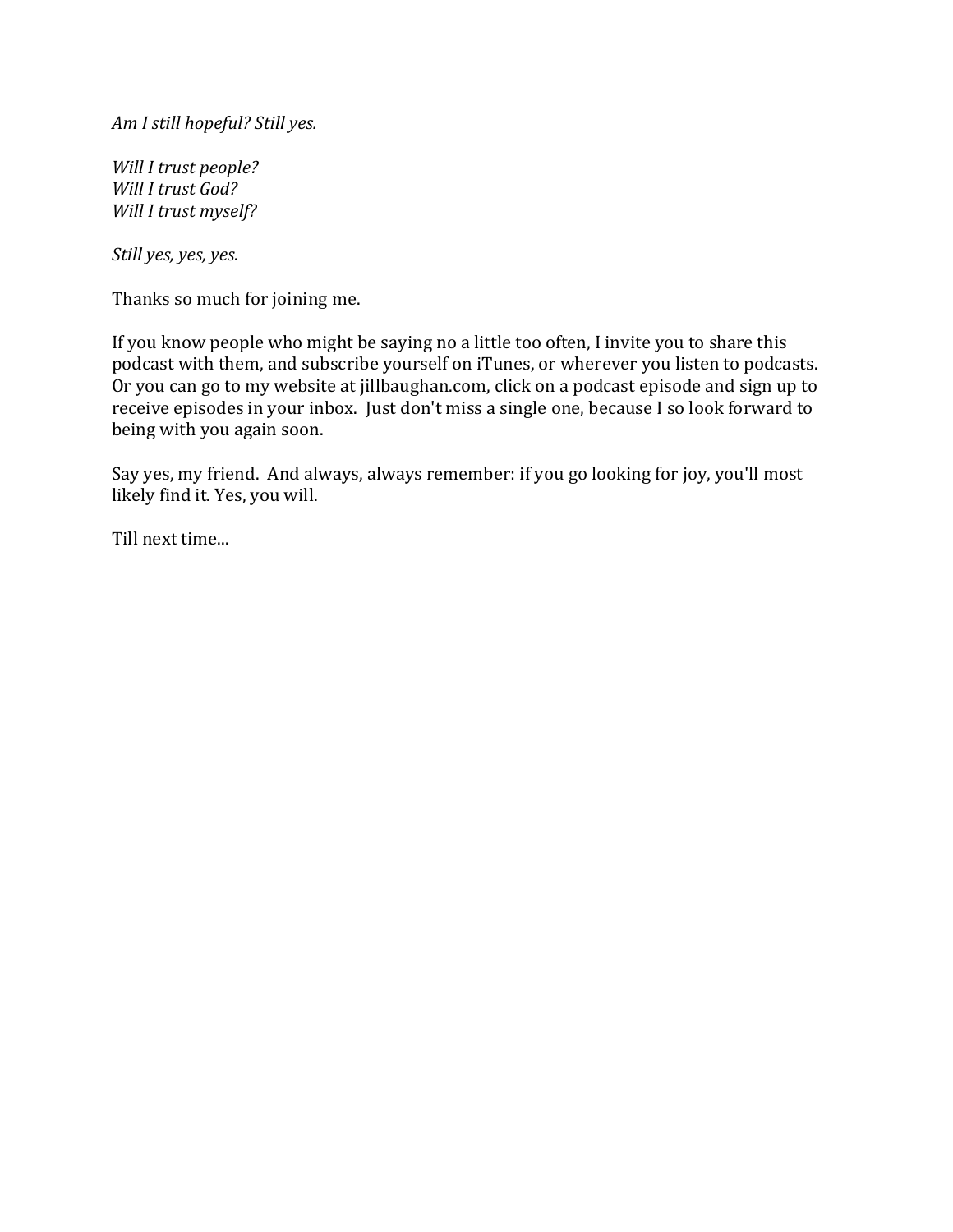*Am I still hopeful? Still yes.*

*Will I trust people?*  
*Will I trust God?*  
*Will I trust myself?*

*Still yes, yes, yes.*

Thanks so much for joining me.

If you know people who might be saying no a little too often, I invite you to share this podcast with them, and subscribe yourself on iTunes, or wherever you listen to podcasts. Or you can go to my website at jillbaughan.com, click on a podcast episode and sign up to receive episodes in your inbox. Just don't miss a single one, because I so look forward to being with you again soon.

Say yes, my friend. And always, always remember: if you go looking for joy, you'll most likely find it. Yes, you will.

Till next time...